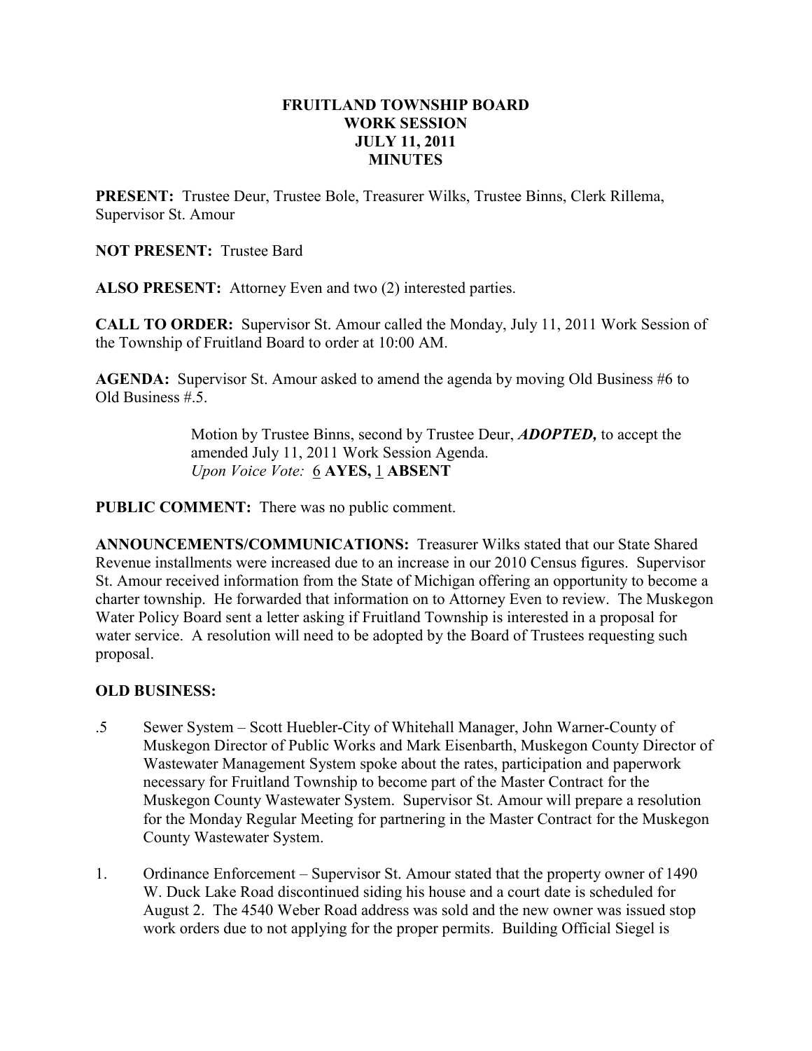**FRUITLAND TOWNSHIP BOARD**
**WORK SESSION**
**JULY 11, 2011**
**MINUTES**

**PRESENT:** Trustee Deur, Trustee Bole, Treasurer Wilks, Trustee Binns, Clerk Rillema, Supervisor St. Amour

**NOT PRESENT:** Trustee Bard

**ALSO PRESENT:** Attorney Even and two (2) interested parties.

**CALL TO ORDER:** Supervisor St. Amour called the Monday, July 11, 2011 Work Session of the Township of Fruitland Board to order at 10:00 AM.

**AGENDA:** Supervisor St. Amour asked to amend the agenda by moving Old Business #6 to Old Business #.5.

> Motion by Trustee Binns, second by Trustee Deur, ***ADOPTED,*** to accept the amended July 11, 2011 Work Session Agenda.
> *Upon Voice Vote:* 6 **AYES,** 1 **ABSENT**

**PUBLIC COMMENT:** There was no public comment.

**ANNOUNCEMENTS/COMMUNICATIONS:** Treasurer Wilks stated that our State Shared Revenue installments were increased due to an increase in our 2010 Census figures. Supervisor St. Amour received information from the State of Michigan offering an opportunity to become a charter township. He forwarded that information on to Attorney Even to review. The Muskegon Water Policy Board sent a letter asking if Fruitland Township is interested in a proposal for water service. A resolution will need to be adopted by the Board of Trustees requesting such proposal.

**OLD BUSINESS:**

.5 Sewer System – Scott Huebler-City of Whitehall Manager, John Warner-County of Muskegon Director of Public Works and Mark Eisenbarth, Muskegon County Director of Wastewater Management System spoke about the rates, participation and paperwork necessary for Fruitland Township to become part of the Master Contract for the Muskegon County Wastewater System. Supervisor St. Amour will prepare a resolution for the Monday Regular Meeting for partnering in the Master Contract for the Muskegon County Wastewater System.

1. Ordinance Enforcement – Supervisor St. Amour stated that the property owner of 1490 W. Duck Lake Road discontinued siding his house and a court date is scheduled for August 2. The 4540 Weber Road address was sold and the new owner was issued stop work orders due to not applying for the proper permits. Building Official Siegel is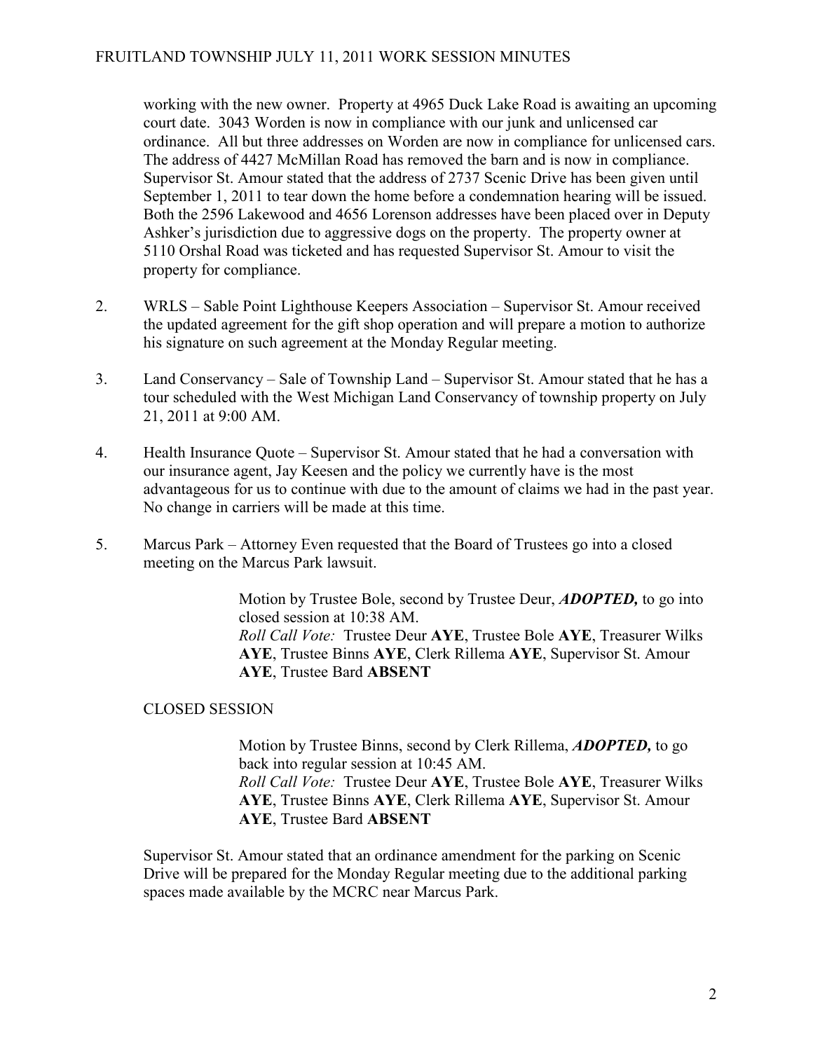working with the new owner. Property at 4965 Duck Lake Road is awaiting an upcoming court date. 3043 Worden is now in compliance with our junk and unlicensed car ordinance. All but three addresses on Worden are now in compliance for unlicensed cars. The address of 4427 McMillan Road has removed the barn and is now in compliance. Supervisor St. Amour stated that the address of 2737 Scenic Drive has been given until September 1, 2011 to tear down the home before a condemnation hearing will be issued. Both the 2596 Lakewood and 4656 Lorenson addresses have been placed over in Deputy Ashker's jurisdiction due to aggressive dogs on the property. The property owner at 5110 Orshal Road was ticketed and has requested Supervisor St. Amour to visit the property for compliance.

2. WRLS – Sable Point Lighthouse Keepers Association – Supervisor St. Amour received the updated agreement for the gift shop operation and will prepare a motion to authorize his signature on such agreement at the Monday Regular meeting.

3. Land Conservancy – Sale of Township Land – Supervisor St. Amour stated that he has a tour scheduled with the West Michigan Land Conservancy of township property on July 21, 2011 at 9:00 AM.

4. Health Insurance Quote – Supervisor St. Amour stated that he had a conversation with our insurance agent, Jay Keesen and the policy we currently have is the most advantageous for us to continue with due to the amount of claims we had in the past year. No change in carriers will be made at this time.

5. Marcus Park – Attorney Even requested that the Board of Trustees go into a closed meeting on the Marcus Park lawsuit.

> Motion by Trustee Bole, second by Trustee Deur, ***ADOPTED,*** to go into closed session at 10:38 AM.
> *Roll Call Vote:* Trustee Deur **AYE**, Trustee Bole **AYE**, Treasurer Wilks **AYE**, Trustee Binns **AYE**, Clerk Rillema **AYE**, Supervisor St. Amour **AYE**, Trustee Bard **ABSENT**

CLOSED SESSION

> Motion by Trustee Binns, second by Clerk Rillema, ***ADOPTED,*** to go back into regular session at 10:45 AM.
> *Roll Call Vote:* Trustee Deur **AYE**, Trustee Bole **AYE**, Treasurer Wilks **AYE**, Trustee Binns **AYE**, Clerk Rillema **AYE**, Supervisor St. Amour **AYE**, Trustee Bard **ABSENT**

Supervisor St. Amour stated that an ordinance amendment for the parking on Scenic Drive will be prepared for the Monday Regular meeting due to the additional parking spaces made available by the MCRC near Marcus Park.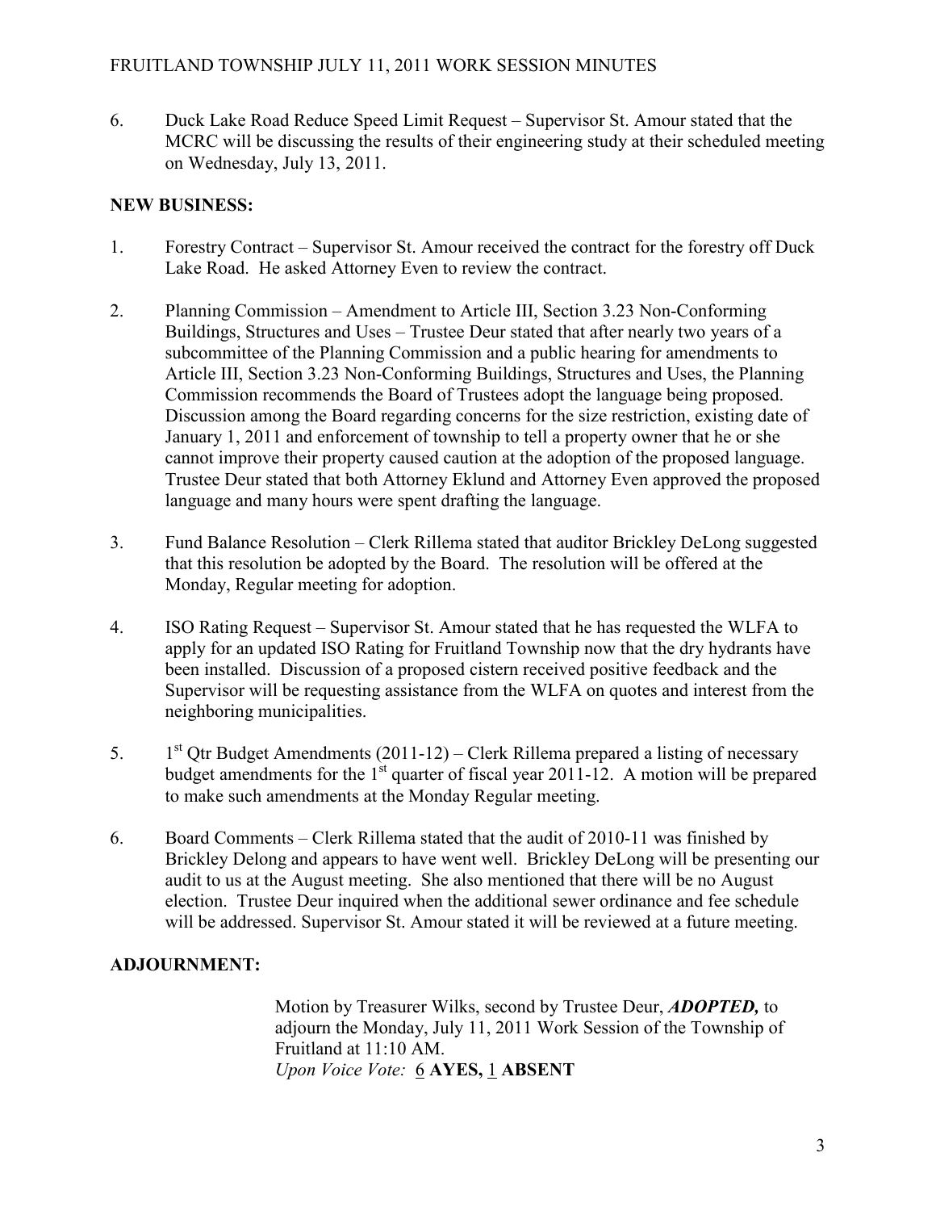6. Duck Lake Road Reduce Speed Limit Request – Supervisor St. Amour stated that the MCRC will be discussing the results of their engineering study at their scheduled meeting on Wednesday, July 13, 2011.

## NEW BUSINESS:

1. Forestry Contract – Supervisor St. Amour received the contract for the forestry off Duck Lake Road. He asked Attorney Even to review the contract.

2. Planning Commission – Amendment to Article III, Section 3.23 Non-Conforming Buildings, Structures and Uses – Trustee Deur stated that after nearly two years of a subcommittee of the Planning Commission and a public hearing for amendments to Article III, Section 3.23 Non-Conforming Buildings, Structures and Uses, the Planning Commission recommends the Board of Trustees adopt the language being proposed. Discussion among the Board regarding concerns for the size restriction, existing date of January 1, 2011 and enforcement of township to tell a property owner that he or she cannot improve their property caused caution at the adoption of the proposed language. Trustee Deur stated that both Attorney Eklund and Attorney Even approved the proposed language and many hours were spent drafting the language.

3. Fund Balance Resolution – Clerk Rillema stated that auditor Brickley DeLong suggested that this resolution be adopted by the Board. The resolution will be offered at the Monday, Regular meeting for adoption.

4. ISO Rating Request – Supervisor St. Amour stated that he has requested the WLFA to apply for an updated ISO Rating for Fruitland Township now that the dry hydrants have been installed. Discussion of a proposed cistern received positive feedback and the Supervisor will be requesting assistance from the WLFA on quotes and interest from the neighboring municipalities.

5. 1st Qtr Budget Amendments (2011-12) – Clerk Rillema prepared a listing of necessary budget amendments for the 1st quarter of fiscal year 2011-12. A motion will be prepared to make such amendments at the Monday Regular meeting.

6. Board Comments – Clerk Rillema stated that the audit of 2010-11 was finished by Brickley Delong and appears to have went well. Brickley DeLong will be presenting our audit to us at the August meeting. She also mentioned that there will be no August election. Trustee Deur inquired when the additional sewer ordinance and fee schedule will be addressed. Supervisor St. Amour stated it will be reviewed at a future meeting.

## ADJOURNMENT:

Motion by Treasurer Wilks, second by Trustee Deur, ***ADOPTED,*** to adjourn the Monday, July 11, 2011 Work Session of the Township of Fruitland at 11:10 AM.
*Upon Voice Vote:* 6 **AYES,** 1 **ABSENT**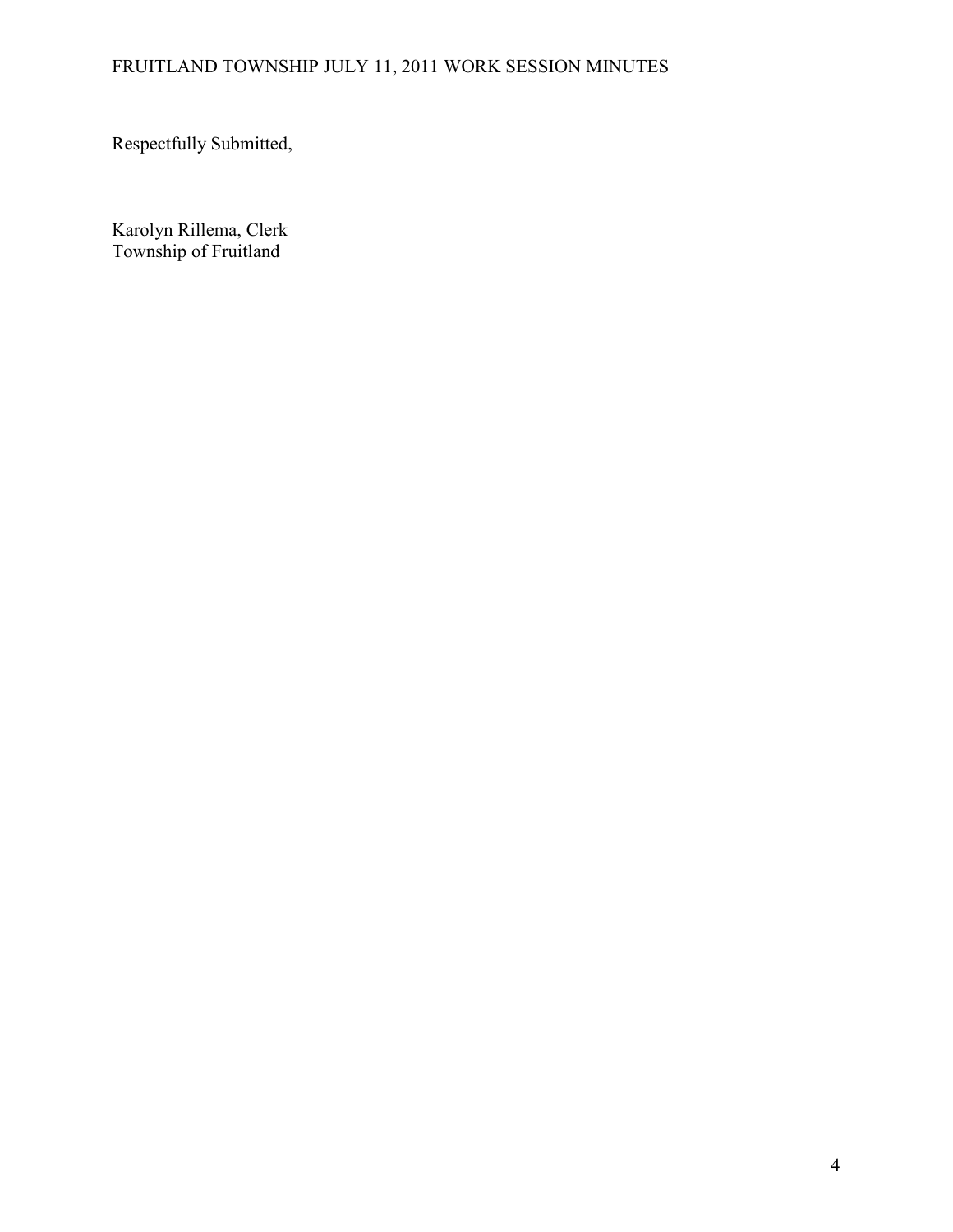Respectfully Submitted,

Karolyn Rillema, Clerk
Township of Fruitland